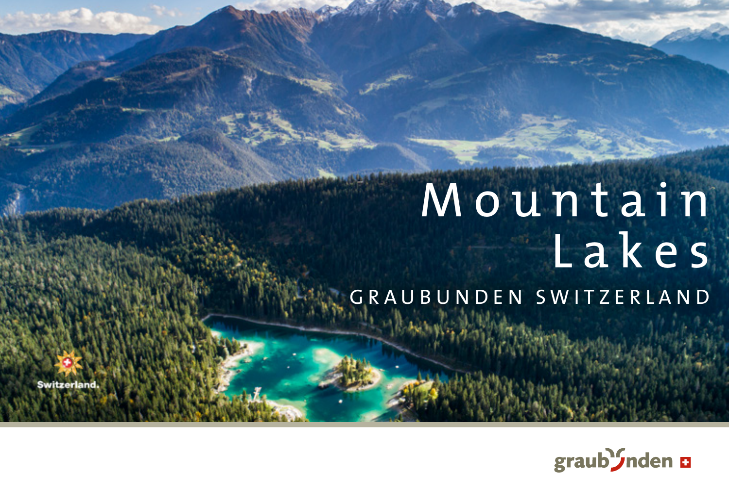# Mountain Lakes

GRAUBUNDEN SWITZERLAND

Switzerland.

graubünden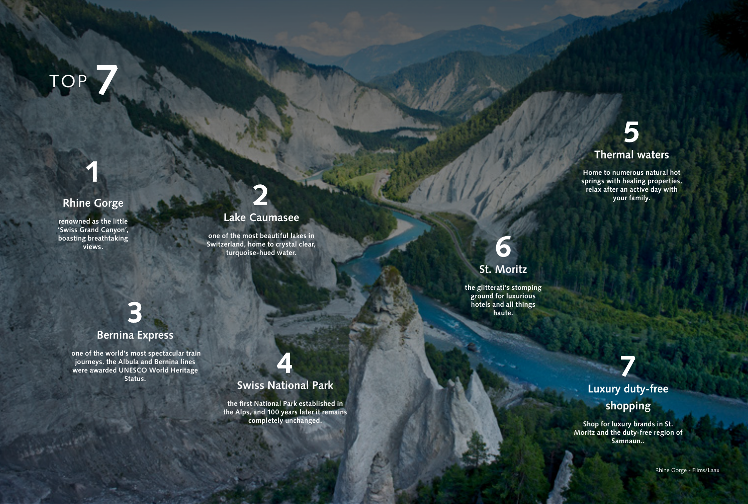# TOP 7

## 1 Rhine Gorge

renowned as the little 'Swiss Grand Canyon', boasting breathtaking views.

## 2 Lake Caumasee

one of the most beautiful lakes in Switzerland, home to crystal clear, turquoise-hued water.

## 3 Bernina Express

one of the world's most spectacular train journeys, the Albula and Bernina lines were awarded UNESCO World Heritage Status.

## 4 Swiss National Park

the first National Park established in the Alps, and 100 years later it remains completely unchanged.

## 5 Thermal waters

Home to numerous natural hot springs with healing properties, relax after an active day with your family.

## 6 St. Moritz

the glitterati's stomping ground for luxurious hotels and all things haute.

## 7 Luxury duty-free shopping

Shop for luxury brands in St. Moritz and the duty-free region of Samnaun..

Rhine Gorge - Flims/Laax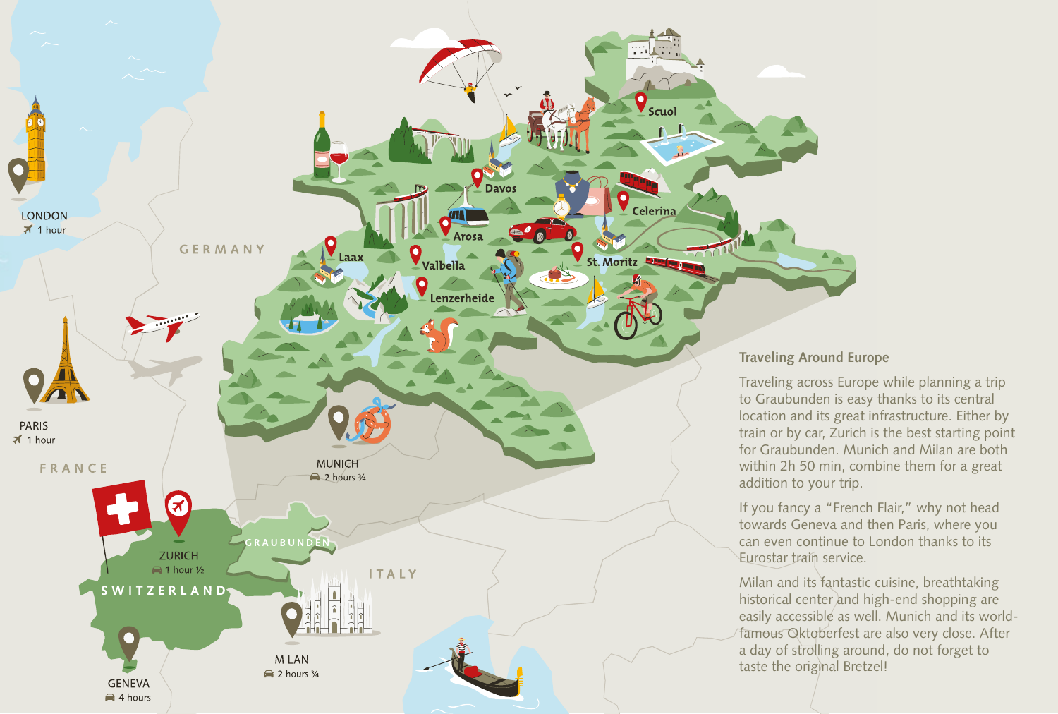## Traveling Around Europe

Traveling across Europe while planning a trip to Graubunden is easy thanks to its central location and its great infrastructure. Either by train or by car, Zurich is the best starting point for Graubunden. Munich and Milan are both within 2h 50 min, combine them for a great addition to your trip.

If you fancy a "French Flair," why not head towards Geneva and then Paris, where you can even continue to London thanks to its Eurostar train service.

Milan and its fantastic cuisine, breathtaking historical center and high-end shopping are easily accessible as well. Munich and its world-famous Oktoberfest are also very close. After a day of strolling around, do not forget to taste the original Bretzel!

LONDON
1 hour

PARIS
1 hour

ZURICH
1 hour ½

MUNICH
2 hours ¾

MILAN
2 hours ¾

GENEVA
4 hours

GERMANY

FRANCE

ITALY

SWITZERLAND

GRAUBUNDEN

Scuol

Davos

Celerina

Arosa

Laax

Valbella

St. Moritz

Lenzerheide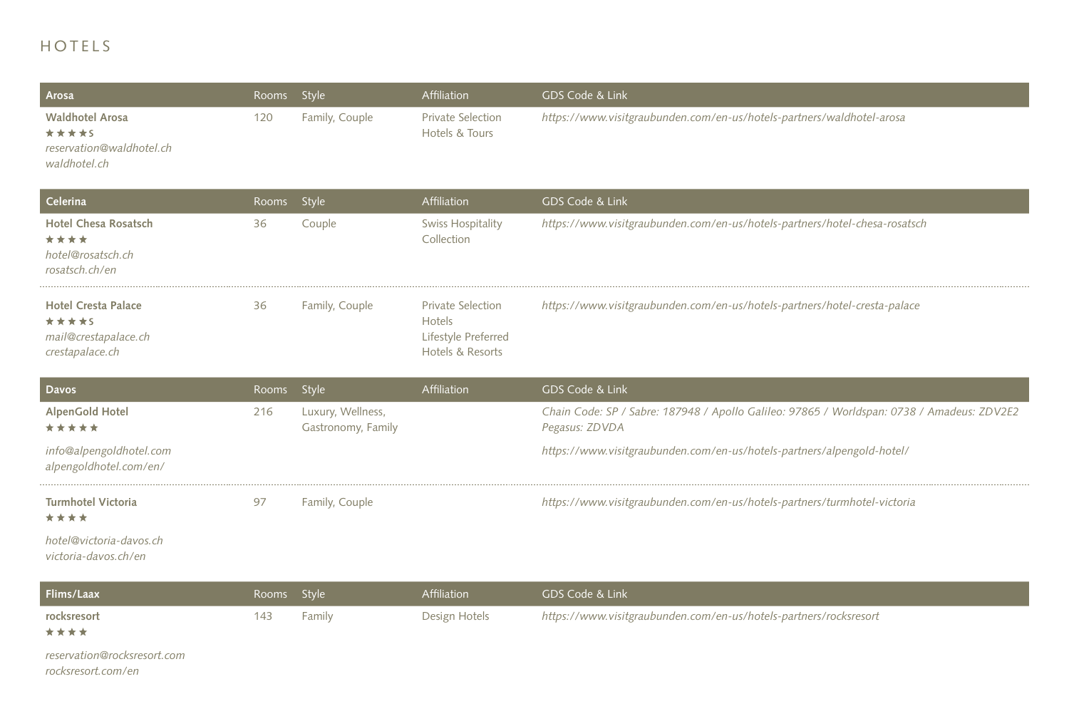# HOTELS

| Arosa | Rooms | Style | Affiliation | GDS Code & Link |
|---|---|---|---|---|
| **Waldhotel Arosa**<br>★★★★S<br>*reservation@waldhotel.ch*<br>*waldhotel.ch* | 120 | Family, Couple | Private Selection Hotels & Tours | *https://www.visitgraubunden.com/en-us/hotels-partners/waldhotel-arosa* |

| Celerina | Rooms | Style | Affiliation | GDS Code & Link |
|---|---|---|---|---|
| **Hotel Chesa Rosatsch**<br>★★★★<br>*hotel@rosatsch.ch*<br>*rosatsch.ch/en* | 36 | Couple | Swiss Hospitality Collection | *https://www.visitgraubunden.com/en-us/hotels-partners/hotel-chesa-rosatsch* |
| **Hotel Cresta Palace**<br>★★★★S<br>*mail@crestapalace.ch*<br>*crestapalace.ch* | 36 | Family, Couple | Private Selection Hotels<br>Lifestyle Preferred Hotels & Resorts | *https://www.visitgraubunden.com/en-us/hotels-partners/hotel-cresta-palace* |

| Davos | Rooms | Style | Affiliation | GDS Code & Link |
|---|---|---|---|---|
| **AlpenGold Hotel**<br>★★★★★<br>*info@alpengoldhotel.com*<br>*alpengoldhotel.com/en/* | 216 | Luxury, Wellness, Gastronomy, Family | | *Chain Code: SP / Sabre: 187948 / Apollo Galileo: 97865 / Worldspan: 0738 / Amadeus: ZDV2E2 Pegasus: ZDVDA*<br>*https://www.visitgraubunden.com/en-us/hotels-partners/alpengold-hotel/* |
| **Turmhotel Victoria**<br>★★★★<br>*hotel@victoria-davos.ch*<br>*victoria-davos.ch/en* | 97 | Family, Couple | | *https://www.visitgraubunden.com/en-us/hotels-partners/turmhotel-victoria* |

| Flims/Laax | Rooms | Style | Affiliation | GDS Code & Link |
|---|---|---|---|---|
| **rocksresort**<br>★★★★<br>*reservation@rocksresort.com*<br>*rocksresort.com/en* | 143 | Family | Design Hotels | *https://www.visitgraubunden.com/en-us/hotels-partners/rocksresort* |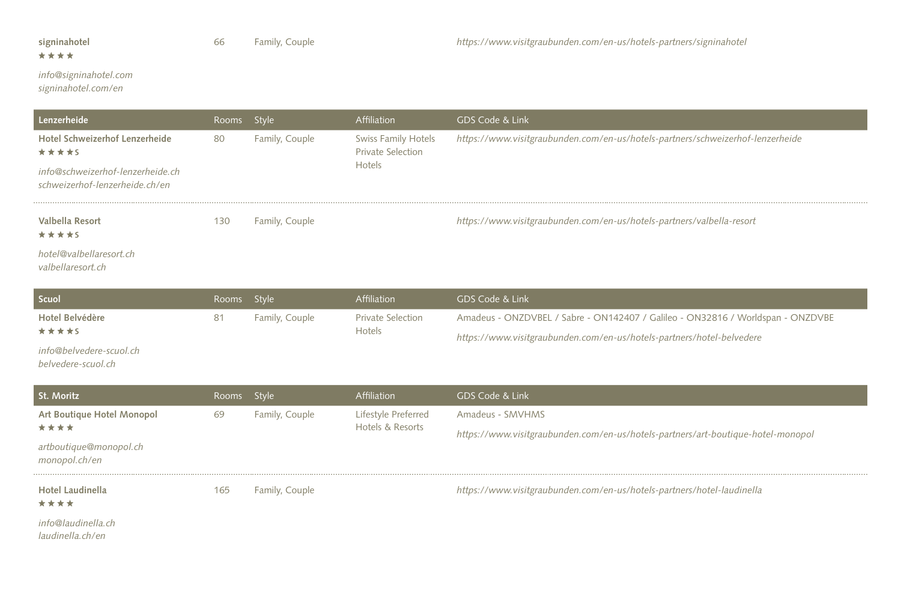| signinahotel ★★★★ *info@signinahotel.com* *signinahotel.com/en* | 66 | Family, Couple | | *https://www.visitgraubunden.com/en-us/hotels-partners/signinahotel* |
|---|---|---|---|---|

| Lenzerheide | Rooms | Style | Affiliation | GDS Code & Link |
|---|---|---|---|---|
| **Hotel Schweizerhof Lenzerheide** ★★★★S *info@schweizerhof-lenzerheide.ch* *schweizerhof-lenzerheide.ch/en* | 80 | Family, Couple | Swiss Family Hotels Private Selection Hotels | *https://www.visitgraubunden.com/en-us/hotels-partners/schweizerhof-lenzerheide* |
| **Valbella Resort** ★★★★S *hotel@valbellaresort.ch* *valbellaresort.ch* | 130 | Family, Couple | | *https://www.visitgraubunden.com/en-us/hotels-partners/valbella-resort* |

| Scuol | Rooms | Style | Affiliation | GDS Code & Link |
|---|---|---|---|---|
| **Hotel Belvédère** ★★★★S *info@belvedere-scuol.ch* *belvedere-scuol.ch* | 81 | Family, Couple | Private Selection Hotels | Amadeus - ONZDVBEL / Sabre - ON142407 / Galileo - ON32816 / Worldspan - ONZDVBE *https://www.visitgraubunden.com/en-us/hotels-partners/hotel-belvedere* |

| St. Moritz | Rooms | Style | Affiliation | GDS Code & Link |
|---|---|---|---|---|
| **Art Boutique Hotel Monopol** ★★★★ *artboutique@monopol.ch* *monopol.ch/en* | 69 | Family, Couple | Lifestyle Preferred Hotels & Resorts | Amadeus - SMVHMS *https://www.visitgraubunden.com/en-us/hotels-partners/art-boutique-hotel-monopol* |
| **Hotel Laudinella** ★★★★ *info@laudinella.ch* *laudinella.ch/en* | 165 | Family, Couple | | *https://www.visitgraubunden.com/en-us/hotels-partners/hotel-laudinella* |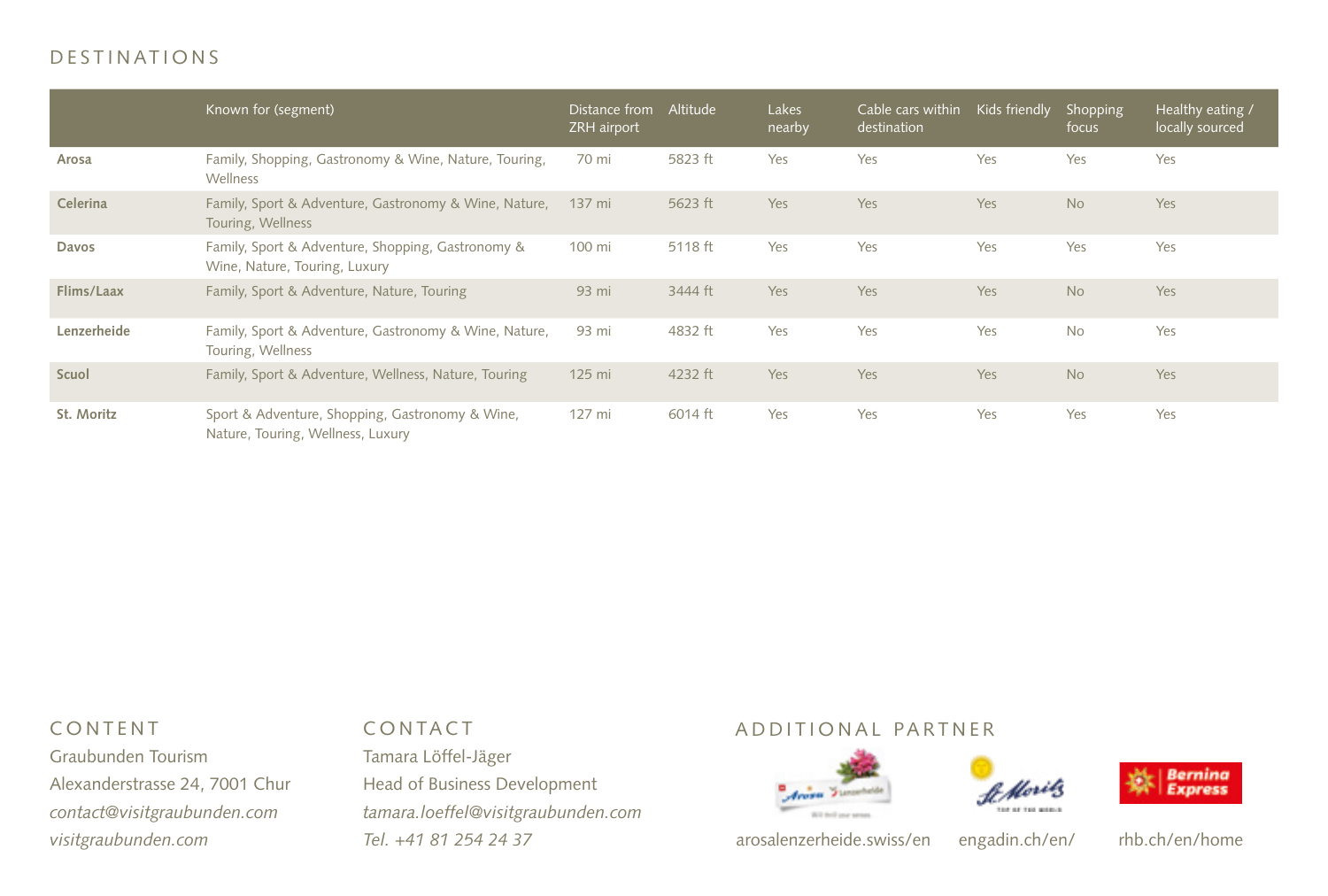## DESTINATIONS

| | Known for (segment) | Distance from ZRH airport | Altitude | Lakes nearby | Cable cars within destination | Kids friendly | Shopping focus | Healthy eating / locally sourced |
|---|---|---|---|---|---|---|---|---|
| **Arosa** | Family, Shopping, Gastronomy & Wine, Nature, Touring, Wellness | 70 mi | 5823 ft | Yes | Yes | Yes | Yes | Yes |
| **Celerina** | Family, Sport & Adventure, Gastronomy & Wine, Nature, Touring, Wellness | 137 mi | 5623 ft | Yes | Yes | Yes | No | Yes |
| **Davos** | Family, Sport & Adventure, Shopping, Gastronomy & Wine, Nature, Touring, Luxury | 100 mi | 5118 ft | Yes | Yes | Yes | Yes | Yes |
| **Flims/Laax** | Family, Sport & Adventure, Nature, Touring | 93 mi | 3444 ft | Yes | Yes | Yes | No | Yes |
| **Lenzerheide** | Family, Sport & Adventure, Gastronomy & Wine, Nature, Touring, Wellness | 93 mi | 4832 ft | Yes | Yes | Yes | No | Yes |
| **Scuol** | Family, Sport & Adventure, Wellness, Nature, Touring | 125 mi | 4232 ft | Yes | Yes | Yes | No | Yes |
| **St. Moritz** | Sport & Adventure, Shopping, Gastronomy & Wine, Nature, Touring, Wellness, Luxury | 127 mi | 6014 ft | Yes | Yes | Yes | Yes | Yes |

## CONTENT

Graubunden Tourism
Alexanderstrasse 24, 7001 Chur
*contact@visitgraubunden.com*
*visitgraubunden.com*

## CONTACT

Tamara Löffel-Jäger
Head of Business Development
*tamara.loeffel@visitgraubunden.com*
*Tel. +41 81 254 24 37*

## ADDITIONAL PARTNER

arosalenzerheide.swiss/en

engadin.ch/en/

rhb.ch/en/home